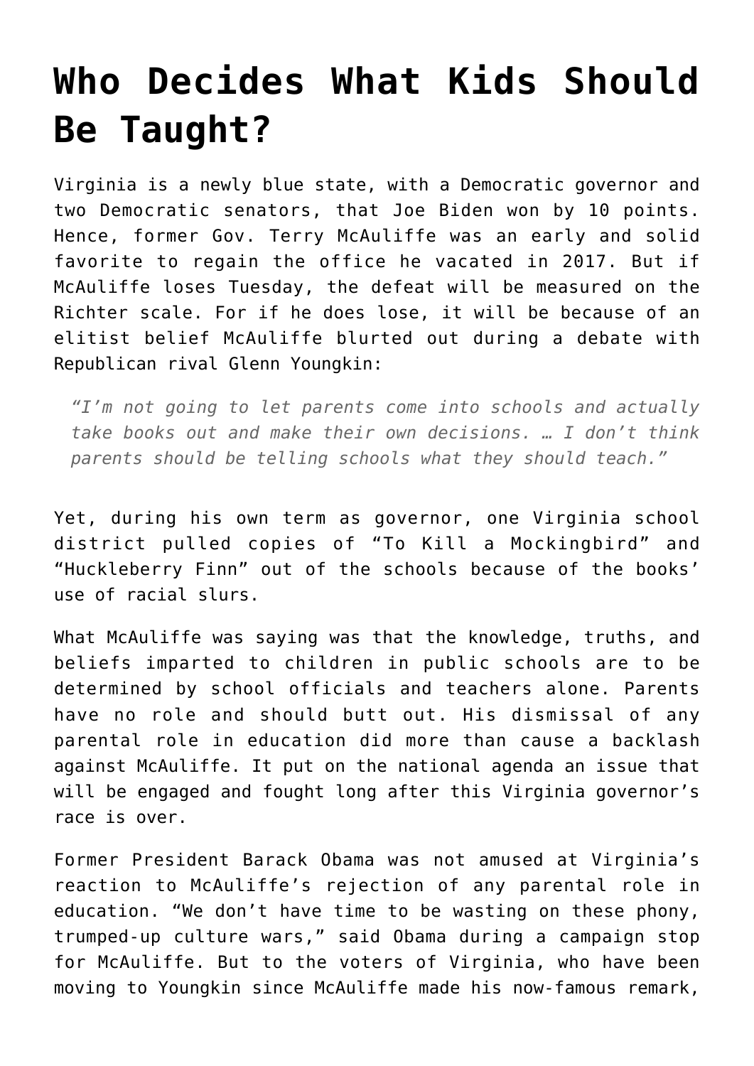# Who Decides What Kids Should Be Taught?

Virginia is a newly blue state, with a Democratic governor and two Democratic senators, that Joe Biden won by 10 points. Hence, former Gov. Terry McAuliffe was an early and solid favorite to regain the office he vacated in 2017. But if McAuliffe loses Tuesday, the defeat will be measured on the Richter scale. For if he does lose, it will be because of an elitist belief McAuliffe blurted out during a debate with Republican rival Glenn Youngkin:

> *"I'm not going to let parents come into schools and actually take books out and make their own decisions. … I don't think parents should be telling schools what they should teach."*

Yet, during his own term as governor, one Virginia school district pulled copies of "To Kill a Mockingbird" and "Huckleberry Finn" out of the schools because of the books' use of racial slurs.

What McAuliffe was saying was that the knowledge, truths, and beliefs imparted to children in public schools are to be determined by school officials and teachers alone. Parents have no role and should butt out. His dismissal of any parental role in education did more than cause a backlash against McAuliffe. It put on the national agenda an issue that will be engaged and fought long after this Virginia governor's race is over.

Former President Barack Obama was not amused at Virginia's reaction to McAuliffe's rejection of any parental role in education. "We don't have time to be wasting on these phony, trumped-up culture wars," said Obama during a campaign stop for McAuliffe. But to the voters of Virginia, who have been moving to Youngkin since McAuliffe made his now-famous remark,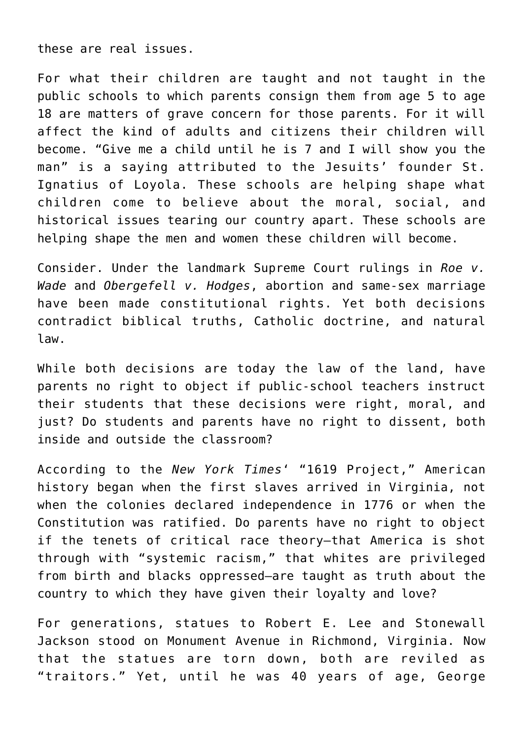these are real issues.

For what their children are taught and not taught in the public schools to which parents consign them from age 5 to age 18 are matters of grave concern for those parents. For it will affect the kind of adults and citizens their children will become. "Give me a child until he is 7 and I will show you the man" is a saying attributed to the Jesuits' founder St. Ignatius of Loyola. These schools are helping shape what children come to believe about the moral, social, and historical issues tearing our country apart. These schools are helping shape the men and women these children will become.

Consider. Under the landmark Supreme Court rulings in *Roe v. Wade* and *Obergefell v. Hodges*, abortion and same-sex marriage have been made constitutional rights. Yet both decisions contradict biblical truths, Catholic doctrine, and natural law.

While both decisions are today the law of the land, have parents no right to object if public-school teachers instruct their students that these decisions were right, moral, and just? Do students and parents have no right to dissent, both inside and outside the classroom?

According to the *New York Times*' "1619 Project," American history began when the first slaves arrived in Virginia, not when the colonies declared independence in 1776 or when the Constitution was ratified. Do parents have no right to object if the tenets of critical race theory—that America is shot through with "systemic racism," that whites are privileged from birth and blacks oppressed—are taught as truth about the country to which they have given their loyalty and love?

For generations, statues to Robert E. Lee and Stonewall Jackson stood on Monument Avenue in Richmond, Virginia. Now that the statues are torn down, both are reviled as "traitors." Yet, until he was 40 years of age, George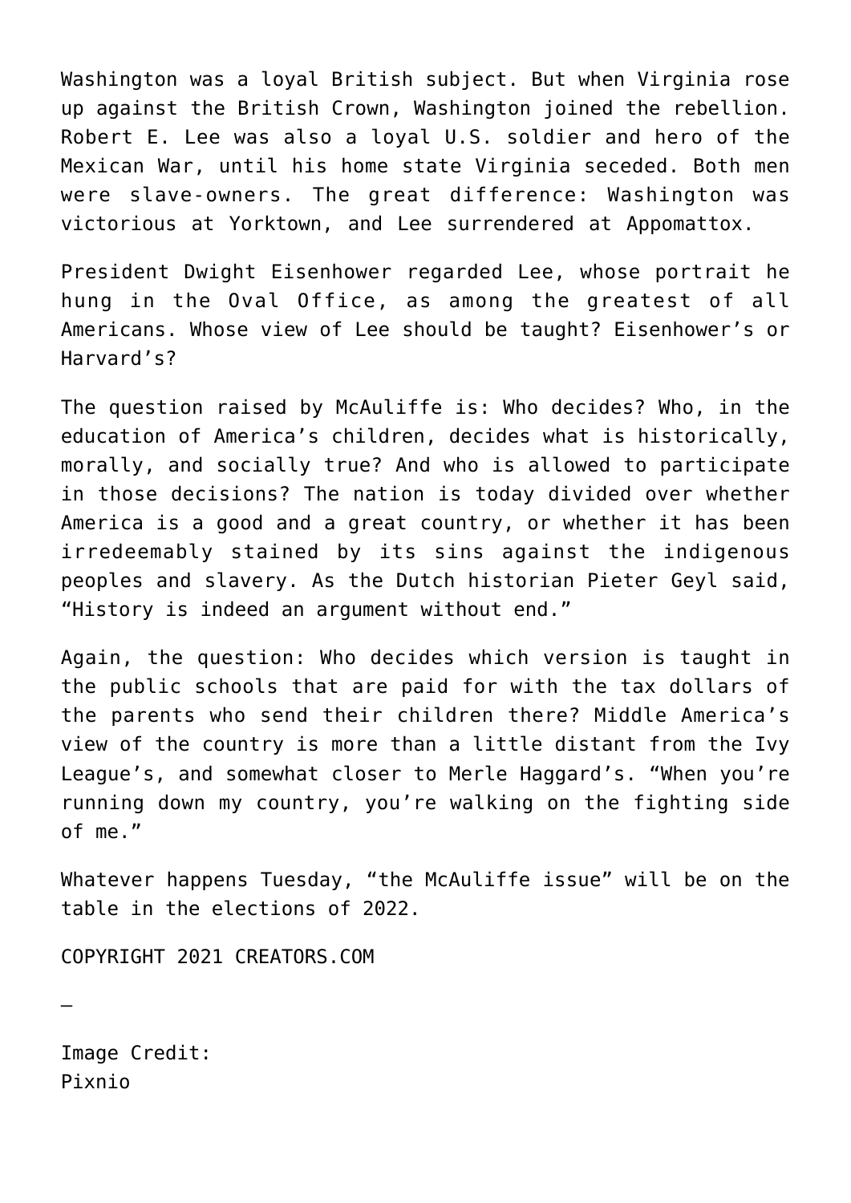Washington was a loyal British subject. But when Virginia rose up against the British Crown, Washington joined the rebellion. Robert E. Lee was also a loyal U.S. soldier and hero of the Mexican War, until his home state Virginia seceded. Both men were slave-owners. The great difference: Washington was victorious at Yorktown, and Lee surrendered at Appomattox.

President Dwight Eisenhower regarded Lee, whose portrait he hung in the Oval Office, as among the greatest of all Americans. Whose view of Lee should be taught? Eisenhower's or Harvard's?

The question raised by McAuliffe is: Who decides? Who, in the education of America's children, decides what is historically, morally, and socially true? And who is allowed to participate in those decisions? The nation is today divided over whether America is a good and a great country, or whether it has been irredeemably stained by its sins against the indigenous peoples and slavery. As the Dutch historian Pieter Geyl said, "History is indeed an argument without end."

Again, the question: Who decides which version is taught in the public schools that are paid for with the tax dollars of the parents who send their children there? Middle America's view of the country is more than a little distant from the Ivy League's, and somewhat closer to Merle Haggard's. "When you're running down my country, you're walking on the fighting side of me."

Whatever happens Tuesday, "the McAuliffe issue" will be on the table in the elections of 2022.

COPYRIGHT 2021 CREATORS.COM

—

Image Credit:
Pixnio